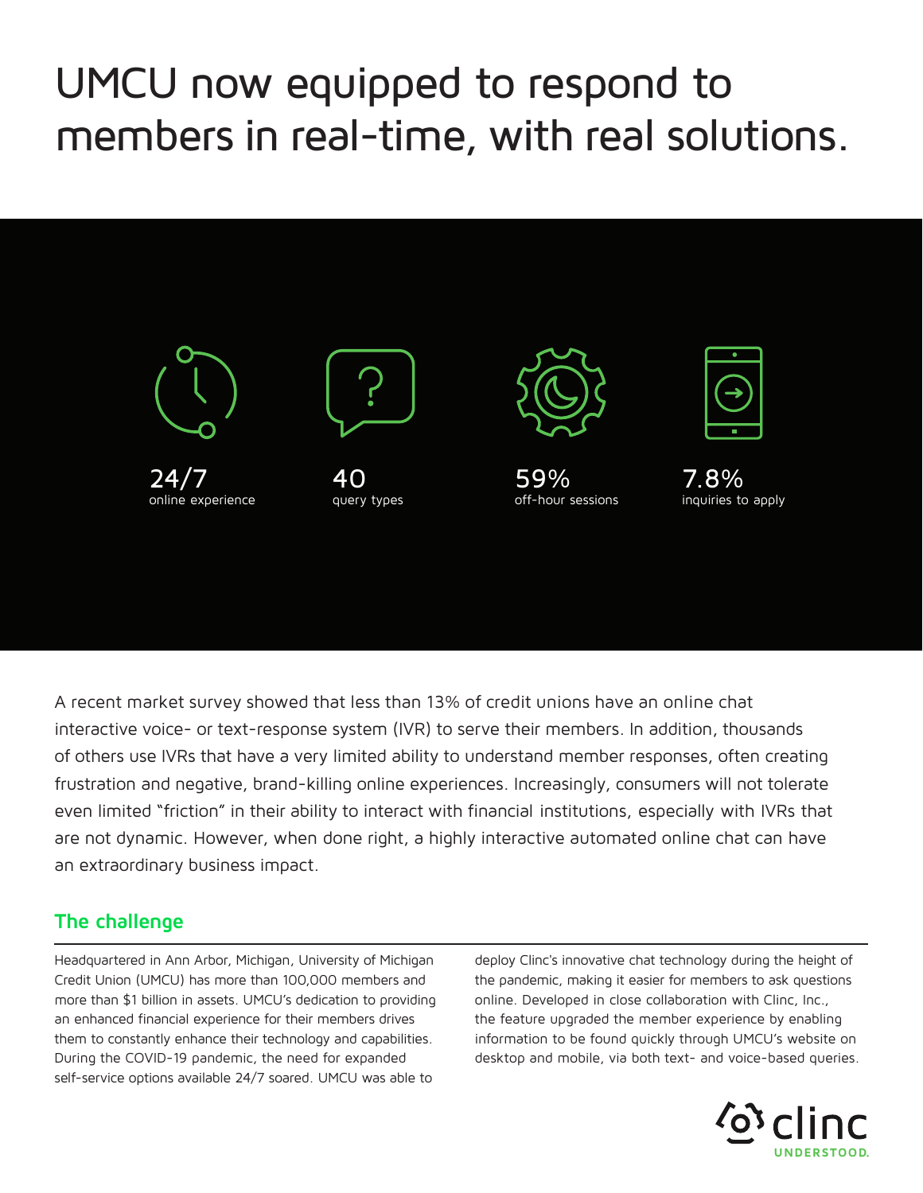# UMCU now equipped to respond to members in real-time, with real solutions.

**24/7**
online experience

**40**
query types

**59%**
off-hour sessions

**7.8%**
inquiries to apply

A recent market survey showed that less than 13% of credit unions have an online chat interactive voice- or text-response system (IVR) to serve their members. In addition, thousands of others use IVRs that have a very limited ability to understand member responses, often creating frustration and negative, brand-killing online experiences. Increasingly, consumers will not tolerate even limited "friction" in their ability to interact with financial institutions, especially with IVRs that are not dynamic. However, when done right, a highly interactive automated online chat can have an extraordinary business impact.

## The challenge

Headquartered in Ann Arbor, Michigan, University of Michigan Credit Union (UMCU) has more than 100,000 members and more than $1 billion in assets. UMCU's dedication to providing an enhanced financial experience for their members drives them to constantly enhance their technology and capabilities. During the COVID-19 pandemic, the need for expanded self-service options available 24/7 soared. UMCU was able to deploy Clinc's innovative chat technology during the height of the pandemic, making it easier for members to ask questions online. Developed in close collaboration with Clinc, Inc., the feature upgraded the member experience by enabling information to be found quickly through UMCU's website on desktop and mobile, via both text- and voice-based queries.

clinc
UNDERSTOOD.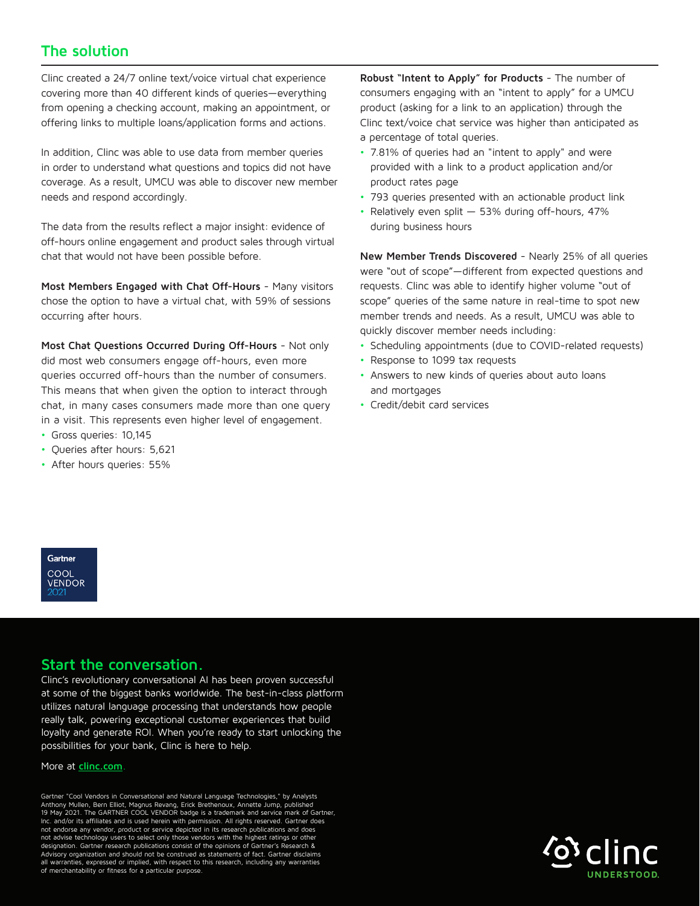## The solution

Clinc created a 24/7 online text/voice virtual chat experience covering more than 40 different kinds of queries—everything from opening a checking account, making an appointment, or offering links to multiple loans/application forms and actions.

In addition, Clinc was able to use data from member queries in order to understand what questions and topics did not have coverage. As a result, UMCU was able to discover new member needs and respond accordingly.

The data from the results reflect a major insight: evidence of off-hours online engagement and product sales through virtual chat that would not have been possible before.

**Most Members Engaged with Chat Off-Hours** - Many visitors chose the option to have a virtual chat, with 59% of sessions occurring after hours.

**Most Chat Questions Occurred During Off-Hours** - Not only did most web consumers engage off-hours, even more queries occurred off-hours than the number of consumers. This means that when given the option to interact through chat, in many cases consumers made more than one query in a visit. This represents even higher level of engagement.

- Gross queries: 10,145
- Queries after hours: 5,621
- After hours queries: 55%

**Robust "Intent to Apply" for Products** - The number of consumers engaging with an "intent to apply" for a UMCU product (asking for a link to an application) through the Clinc text/voice chat service was higher than anticipated as a percentage of total queries.

- 7.81% of queries had an "intent to apply" and were provided with a link to a product application and/or product rates page
- 793 queries presented with an actionable product link
- Relatively even split — 53% during off-hours, 47% during business hours

**New Member Trends Discovered** - Nearly 25% of all queries were "out of scope"—different from expected questions and requests. Clinc was able to identify higher volume "out of scope" queries of the same nature in real-time to spot new member trends and needs. As a result, UMCU was able to quickly discover member needs including:

- Scheduling appointments (due to COVID-related requests)
- Response to 1099 tax requests
- Answers to new kinds of queries about auto loans and mortgages
- Credit/debit card services

Gartner COOL VENDOR 2021

## Start the conversation.

Clinc's revolutionary conversational AI has been proven successful at some of the biggest banks worldwide. The best-in-class platform utilizes natural language processing that understands how people really talk, powering exceptional customer experiences that build loyalty and generate ROI. When you're ready to start unlocking the possibilities for your bank, Clinc is here to help.

More at **clinc.com**.

Gartner "Cool Vendors in Conversational and Natural Language Technologies," by Analysts Anthony Mullen, Bern Elliot, Magnus Revang, Erick Brethenoux, Annette Jump, published 19 May 2021. The GARTNER COOL VENDOR badge is a trademark and service mark of Gartner, Inc. and/or its affiliates and is used herein with permission. All rights reserved. Gartner does not endorse any vendor, product or service depicted in its research publications and does not advise technology users to select only those vendors with the highest ratings or other designation. Gartner research publications consist of the opinions of Gartner's Research & Advisory organization and should not be construed as statements of fact. Gartner disclaims all warranties, expressed or implied, with respect to this research, including any warranties of merchantability or fitness for a particular purpose.

clinc UNDERSTOOD.